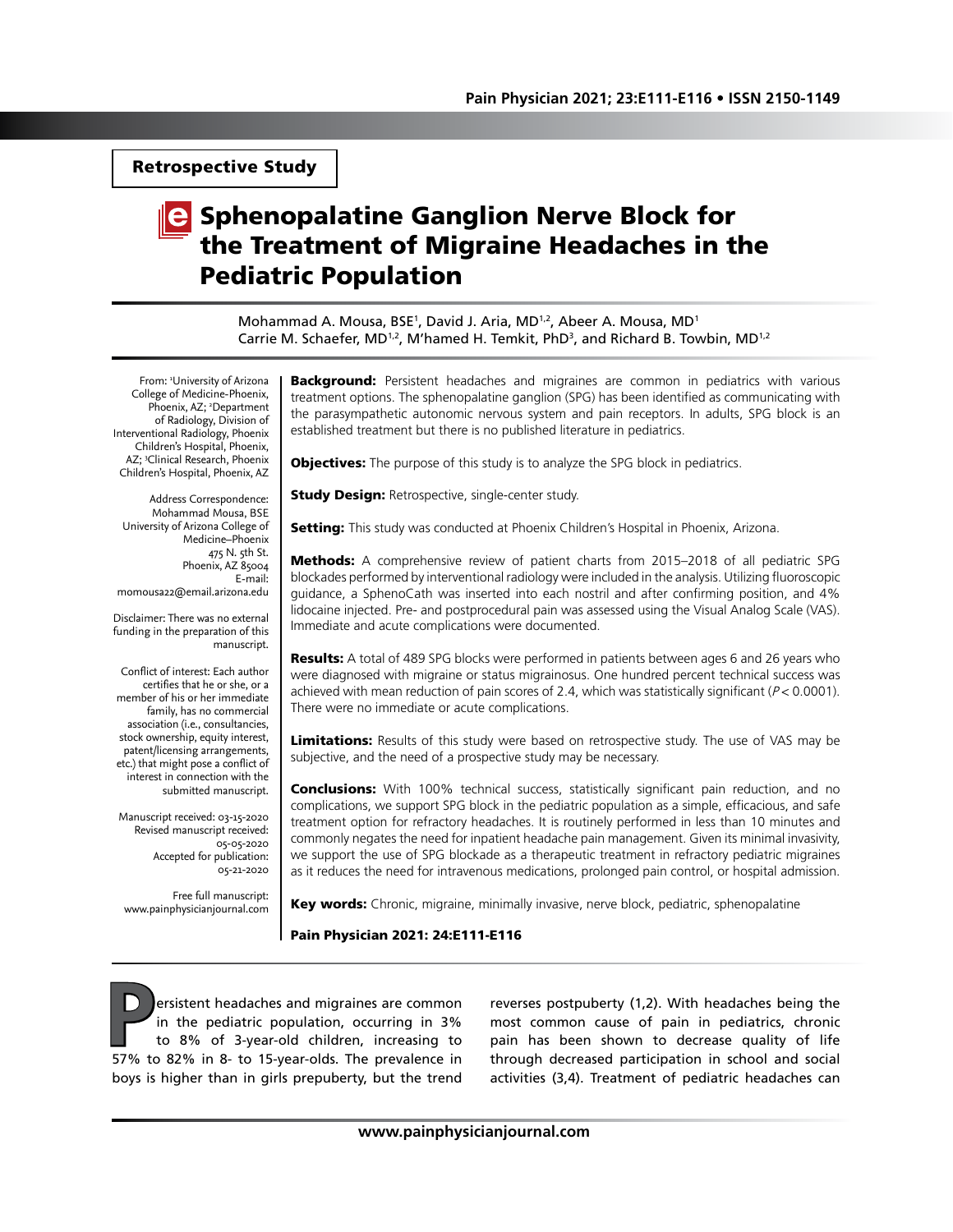Retrospective Study

# Sphenopalatine Ganglion Nerve Block for the Treatment of Migraine Headaches in the Pediatric Population

Mohammad A. Mousa, BSE[1], David J. Aria, MD[1,2], Abeer A. Mousa, MD[1]
Carrie M. Schaefer, MD[1,2], M'hamed H. Temkit, PhD[3], and Richard B. Towbin, MD[1,2]

From: [1]University of Arizona College of Medicine-Phoenix, Phoenix, AZ; [2]Department of Radiology, Division of Interventional Radiology, Phoenix Children's Hospital, Phoenix, AZ; [3]Clinical Research, Phoenix Children's Hospital, Phoenix, AZ

Address Correspondence:
Mohammad Mousa, BSE
University of Arizona College of Medicine–Phoenix
475 N. 5th St.
Phoenix, AZ 85004
E-mail: momousa22@email.arizona.edu

Disclaimer: There was no external funding in the preparation of this manuscript.

Conflict of interest: Each author certifies that he or she, or a member of his or her immediate family, has no commercial association (i.e., consultancies, stock ownership, equity interest, patent/licensing arrangements, etc.) that might pose a conflict of interest in connection with the submitted manuscript.

Manuscript received: 03-15-2020
Revised manuscript received: 05-05-2020
Accepted for publication: 05-21-2020

Free full manuscript: www.painphysicianjournal.com

**Background:** Persistent headaches and migraines are common in pediatrics with various treatment options. The sphenopalatine ganglion (SPG) has been identified as communicating with the parasympathetic autonomic nervous system and pain receptors. In adults, SPG block is an established treatment but there is no published literature in pediatrics.

**Objectives:** The purpose of this study is to analyze the SPG block in pediatrics.

**Study Design:** Retrospective, single-center study.

**Setting:** This study was conducted at Phoenix Children's Hospital in Phoenix, Arizona.

**Methods:** A comprehensive review of patient charts from 2015–2018 of all pediatric SPG blockades performed by interventional radiology were included in the analysis. Utilizing fluoroscopic guidance, a SphenoCath was inserted into each nostril and after confirming position, and 4% lidocaine injected. Pre- and postprocedural pain was assessed using the Visual Analog Scale (VAS). Immediate and acute complications were documented.

**Results:** A total of 489 SPG blocks were performed in patients between ages 6 and 26 years who were diagnosed with migraine or status migrainosus. One hundred percent technical success was achieved with mean reduction of pain scores of 2.4, which was statistically significant ($P < 0.0001$). There were no immediate or acute complications.

**Limitations:** Results of this study were based on retrospective study. The use of VAS may be subjective, and the need of a prospective study may be necessary.

**Conclusions:** With 100% technical success, statistically significant pain reduction, and no complications, we support SPG block in the pediatric population as a simple, efficacious, and safe treatment option for refractory headaches. It is routinely performed in less than 10 minutes and commonly negates the need for inpatient headache pain management. Given its minimal invasivity, we support the use of SPG blockade as a therapeutic treatment in refractory pediatric migraines as it reduces the need for intravenous medications, prolonged pain control, or hospital admission.

**Key words:** Chronic, migraine, minimally invasive, nerve block, pediatric, sphenopalatine

**Pain Physician 2021: 24:E111-E116**

Persistent headaches and migraines are common in the pediatric population, occurring in 3% to 8% of 3-year-old children, increasing to 57% to 82% in 8- to 15-year-olds. The prevalence in boys is higher than in girls prepuberty, but the trend reverses postpuberty (1,2). With headaches being the most common cause of pain in pediatrics, chronic pain has been shown to decrease quality of life through decreased participation in school and social activities (3,4). Treatment of pediatric headaches can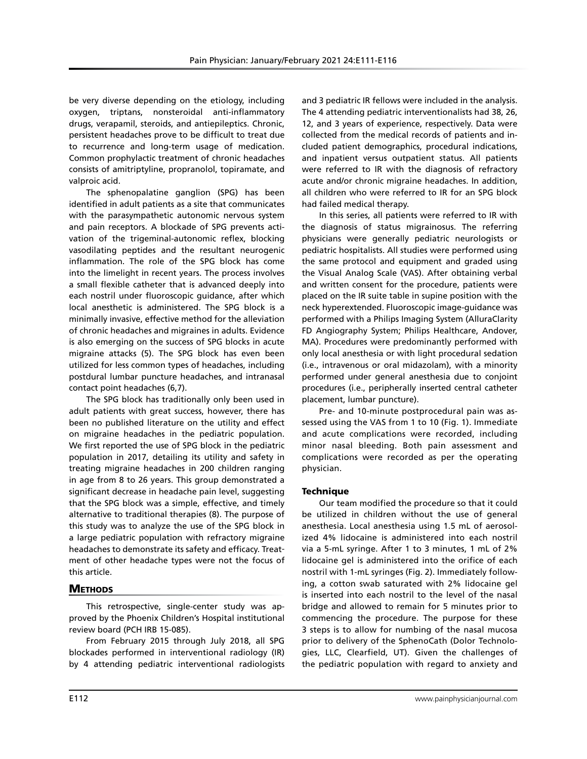be very diverse depending on the etiology, including oxygen, triptans, nonsteroidal anti-inflammatory drugs, verapamil, steroids, and antiepileptics. Chronic, persistent headaches prove to be difficult to treat due to recurrence and long-term usage of medication. Common prophylactic treatment of chronic headaches consists of amitriptyline, propranolol, topiramate, and valproic acid.

The sphenopalatine ganglion (SPG) has been identified in adult patients as a site that communicates with the parasympathetic autonomic nervous system and pain receptors. A blockade of SPG prevents activation of the trigeminal-autonomic reflex, blocking vasodilating peptides and the resultant neurogenic inflammation. The role of the SPG block has come into the limelight in recent years. The process involves a small flexible catheter that is advanced deeply into each nostril under fluoroscopic guidance, after which local anesthetic is administered. The SPG block is a minimally invasive, effective method for the alleviation of chronic headaches and migraines in adults. Evidence is also emerging on the success of SPG blocks in acute migraine attacks (5). The SPG block has even been utilized for less common types of headaches, including postdural lumbar puncture headaches, and intranasal contact point headaches (6,7).

The SPG block has traditionally only been used in adult patients with great success, however, there has been no published literature on the utility and effect on migraine headaches in the pediatric population. We first reported the use of SPG block in the pediatric population in 2017, detailing its utility and safety in treating migraine headaches in 200 children ranging in age from 8 to 26 years. This group demonstrated a significant decrease in headache pain level, suggesting that the SPG block was a simple, effective, and timely alternative to traditional therapies (8). The purpose of this study was to analyze the use of the SPG block in a large pediatric population with refractory migraine headaches to demonstrate its safety and efficacy. Treatment of other headache types were not the focus of this article.

## Methods

This retrospective, single-center study was approved by the Phoenix Children's Hospital institutional review board (PCH IRB 15-085).

From February 2015 through July 2018, all SPG blockades performed in interventional radiology (IR) by 4 attending pediatric interventional radiologists and 3 pediatric IR fellows were included in the analysis. The 4 attending pediatric interventionalists had 38, 26, 12, and 3 years of experience, respectively. Data were collected from the medical records of patients and included patient demographics, procedural indications, and inpatient versus outpatient status. All patients were referred to IR with the diagnosis of refractory acute and/or chronic migraine headaches. In addition, all children who were referred to IR for an SPG block had failed medical therapy.

In this series, all patients were referred to IR with the diagnosis of status migrainosus. The referring physicians were generally pediatric neurologists or pediatric hospitalists. All studies were performed using the same protocol and equipment and graded using the Visual Analog Scale (VAS). After obtaining verbal and written consent for the procedure, patients were placed on the IR suite table in supine position with the neck hyperextended. Fluoroscopic image-guidance was performed with a Philips Imaging System (AlluraClarity FD Angiography System; Philips Healthcare, Andover, MA). Procedures were predominantly performed with only local anesthesia or with light procedural sedation (i.e., intravenous or oral midazolam), with a minority performed under general anesthesia due to conjoint procedures (i.e., peripherally inserted central catheter placement, lumbar puncture).

Pre- and 10-minute postprocedural pain was assessed using the VAS from 1 to 10 (Fig. 1). Immediate and acute complications were recorded, including minor nasal bleeding. Both pain assessment and complications were recorded as per the operating physician.

### Technique

Our team modified the procedure so that it could be utilized in children without the use of general anesthesia. Local anesthesia using 1.5 mL of aerosolized 4% lidocaine is administered into each nostril via a 5-mL syringe. After 1 to 3 minutes, 1 mL of 2% lidocaine gel is administered into the orifice of each nostril with 1-mL syringes (Fig. 2). Immediately following, a cotton swab saturated with 2% lidocaine gel is inserted into each nostril to the level of the nasal bridge and allowed to remain for 5 minutes prior to commencing the procedure. The purpose for these 3 steps is to allow for numbing of the nasal mucosa prior to delivery of the SphenoCath (Dolor Technologies, LLC, Clearfield, UT). Given the challenges of the pediatric population with regard to anxiety and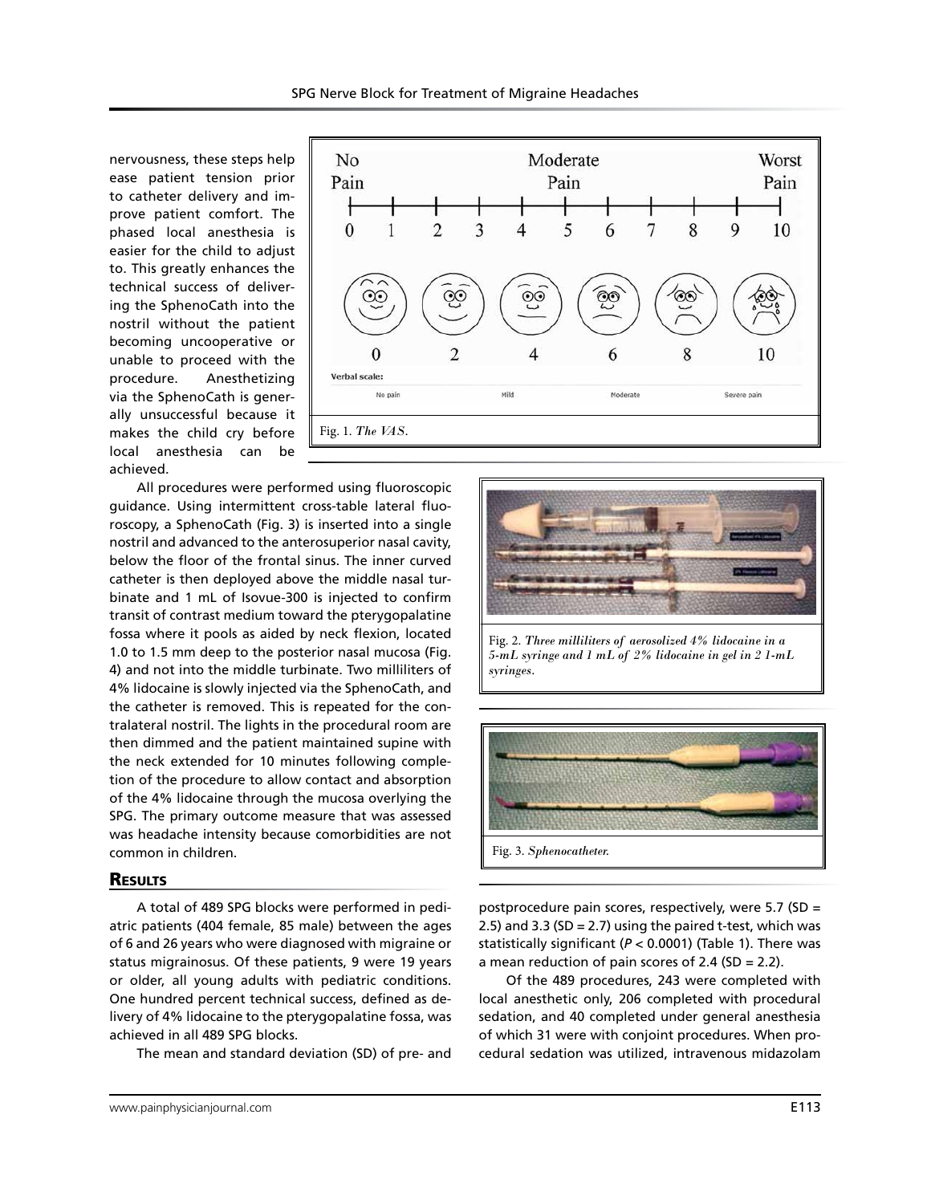nervousness, these steps help ease patient tension prior to catheter delivery and improve patient comfort. The phased local anesthesia is easier for the child to adjust to. This greatly enhances the technical success of delivering the SphenoCath into the nostril without the patient becoming uncooperative or unable to proceed with the procedure. Anesthetizing via the SphenoCath is generally unsuccessful because it makes the child cry before local anesthesia can be achieved.

Fig. 1. *The VAS.*

All procedures were performed using fluoroscopic guidance. Using intermittent cross-table lateral fluoroscopy, a SphenoCath (Fig. 3) is inserted into a single nostril and advanced to the anterosuperior nasal cavity, below the floor of the frontal sinus. The inner curved catheter is then deployed above the middle nasal turbinate and 1 mL of Isovue-300 is injected to confirm transit of contrast medium toward the pterygopalatine fossa where it pools as aided by neck flexion, located 1.0 to 1.5 mm deep to the posterior nasal mucosa (Fig. 4) and not into the middle turbinate. Two milliliters of 4% lidocaine is slowly injected via the SphenoCath, and the catheter is removed. This is repeated for the contralateral nostril. The lights in the procedural room are then dimmed and the patient maintained supine with the neck extended for 10 minutes following completion of the procedure to allow contact and absorption of the 4% lidocaine through the mucosa overlying the SPG. The primary outcome measure that was assessed was headache intensity because comorbidities are not common in children.

Fig. 2. *Three milliliters of aerosolized 4% lidocaine in a 5-mL syringe and 1 mL of 2% lidocaine in gel in 2 1-mL syringes.*

Fig. 3. *Sphenocatheter.*

## Results

A total of 489 SPG blocks were performed in pediatric patients (404 female, 85 male) between the ages of 6 and 26 years who were diagnosed with migraine or status migrainosus. Of these patients, 9 were 19 years or older, all young adults with pediatric conditions. One hundred percent technical success, defined as delivery of 4% lidocaine to the pterygopalatine fossa, was achieved in all 489 SPG blocks.

The mean and standard deviation (SD) of pre- and postprocedure pain scores, respectively, were 5.7 (SD = 2.5) and 3.3 (SD = 2.7) using the paired t-test, which was statistically significant ($P < 0.0001$) (Table 1). There was a mean reduction of pain scores of 2.4 (SD = 2.2).

Of the 489 procedures, 243 were completed with local anesthetic only, 206 completed with procedural sedation, and 40 completed under general anesthesia of which 31 were with conjoint procedures. When procedural sedation was utilized, intravenous midazolam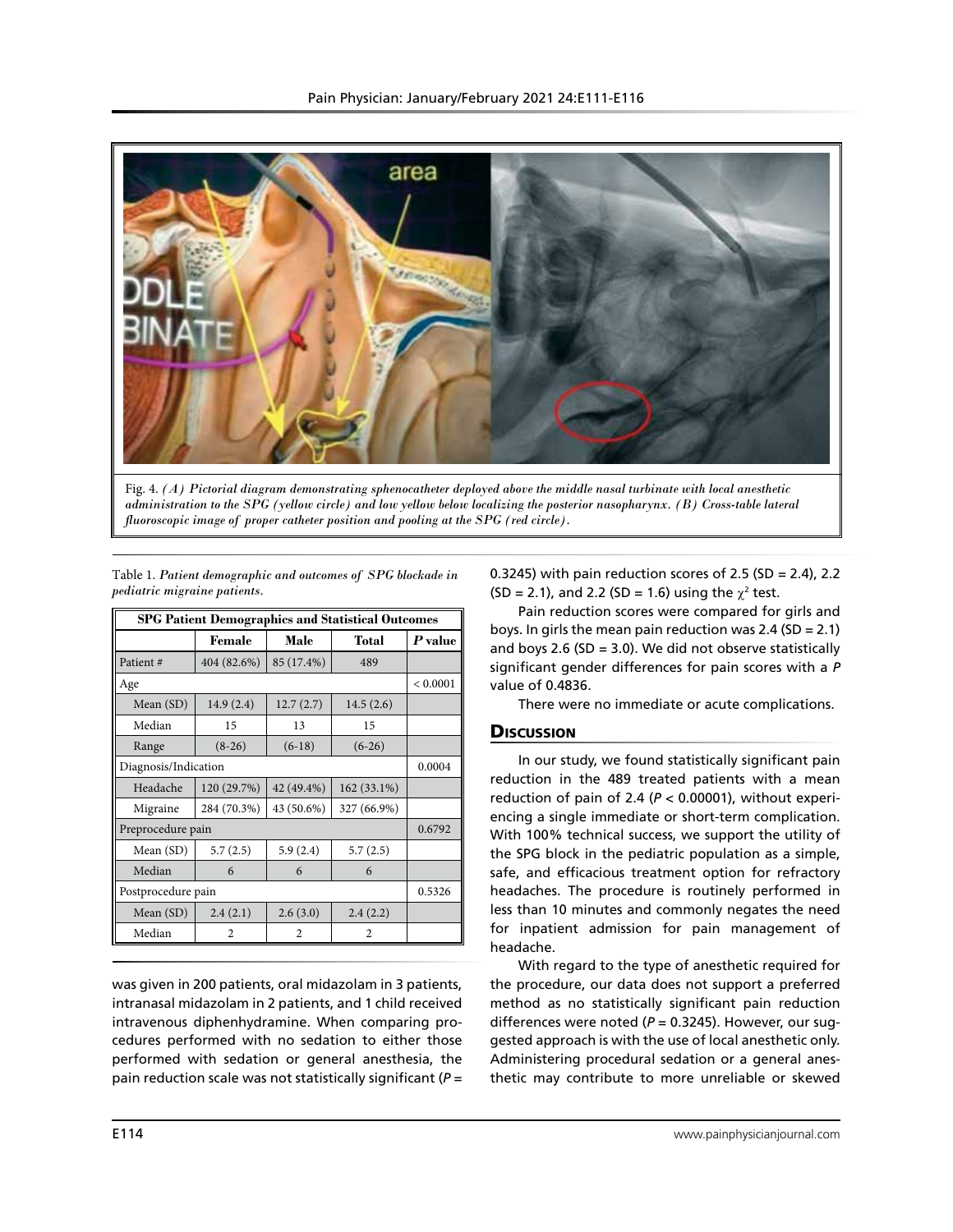Fig. 4. *(A) Pictorial diagram demonstrating sphenocatheter deployed above the middle nasal turbinate with local anesthetic administration to the SPG (yellow circle) and low yellow below localizing the posterior nasopharynx. (B) Cross-table lateral fluoroscopic image of proper catheter position and pooling at the SPG (red circle).*

Table 1. *Patient demographic and outcomes of SPG blockade in pediatric migraine patients.*

| SPG Patient Demographics and Statistical Outcomes | | | | |
|---|---|---|---|---|
| | **Female** | **Male** | **Total** | ***P* value** |
| Patient # | 404 (82.6%) | 85 (17.4%) | 489 | |
| Age | | | | < 0.0001 |
| Mean (SD) | 14.9 (2.4) | 12.7 (2.7) | 14.5 (2.6) | |
| Median | 15 | 13 | 15 | |
| Range | (8-26) | (6-18) | (6-26) | |
| Diagnosis/Indication | | | | 0.0004 |
| Headache | 120 (29.7%) | 42 (49.4%) | 162 (33.1%) | |
| Migraine | 284 (70.3%) | 43 (50.6%) | 327 (66.9%) | |
| Preprocedure pain | | | | 0.6792 |
| Mean (SD) | 5.7 (2.5) | 5.9 (2.4) | 5.7 (2.5) | |
| Median | 6 | 6 | 6 | |
| Postprocedure pain | | | | 0.5326 |
| Mean (SD) | 2.4 (2.1) | 2.6 (3.0) | 2.4 (2.2) | |
| Median | 2 | 2 | 2 | |

was given in 200 patients, oral midazolam in 3 patients, intranasal midazolam in 2 patients, and 1 child received intravenous diphenhydramine. When comparing procedures performed with no sedation to either those performed with sedation or general anesthesia, the pain reduction scale was not statistically significant ($P$ = 0.3245) with pain reduction scores of 2.5 (SD = 2.4), 2.2 (SD = 2.1), and 2.2 (SD = 1.6) using the $\chi^2$ test.

Pain reduction scores were compared for girls and boys. In girls the mean pain reduction was 2.4 (SD = 2.1) and boys 2.6 (SD = 3.0). We did not observe statistically significant gender differences for pain scores with a $P$ value of 0.4836.

There were no immediate or acute complications.

## Discussion

In our study, we found statistically significant pain reduction in the 489 treated patients with a mean reduction of pain of 2.4 ($P < 0.00001$), without experiencing a single immediate or short-term complication. With 100% technical success, we support the utility of the SPG block in the pediatric population as a simple, safe, and efficacious treatment option for refractory headaches. The procedure is routinely performed in less than 10 minutes and commonly negates the need for inpatient admission for pain management of headache.

With regard to the type of anesthetic required for the procedure, our data does not support a preferred method as no statistically significant pain reduction differences were noted ($P$ = 0.3245). However, our suggested approach is with the use of local anesthetic only. Administering procedural sedation or a general anesthetic may contribute to more unreliable or skewed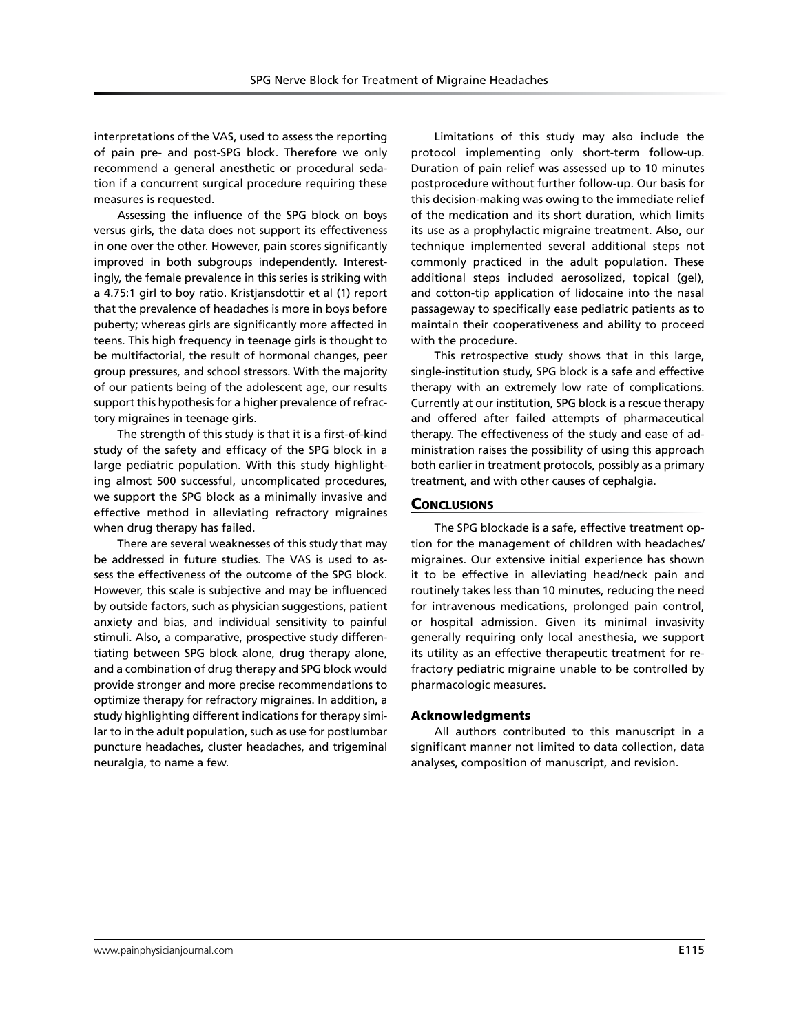interpretations of the VAS, used to assess the reporting of pain pre- and post-SPG block. Therefore we only recommend a general anesthetic or procedural sedation if a concurrent surgical procedure requiring these measures is requested.

Assessing the influence of the SPG block on boys versus girls, the data does not support its effectiveness in one over the other. However, pain scores significantly improved in both subgroups independently. Interestingly, the female prevalence in this series is striking with a 4.75:1 girl to boy ratio. Kristjansdottir et al (1) report that the prevalence of headaches is more in boys before puberty; whereas girls are significantly more affected in teens. This high frequency in teenage girls is thought to be multifactorial, the result of hormonal changes, peer group pressures, and school stressors. With the majority of our patients being of the adolescent age, our results support this hypothesis for a higher prevalence of refractory migraines in teenage girls.

The strength of this study is that it is a first-of-kind study of the safety and efficacy of the SPG block in a large pediatric population. With this study highlighting almost 500 successful, uncomplicated procedures, we support the SPG block as a minimally invasive and effective method in alleviating refractory migraines when drug therapy has failed.

There are several weaknesses of this study that may be addressed in future studies. The VAS is used to assess the effectiveness of the outcome of the SPG block. However, this scale is subjective and may be influenced by outside factors, such as physician suggestions, patient anxiety and bias, and individual sensitivity to painful stimuli. Also, a comparative, prospective study differentiating between SPG block alone, drug therapy alone, and a combination of drug therapy and SPG block would provide stronger and more precise recommendations to optimize therapy for refractory migraines. In addition, a study highlighting different indications for therapy similar to in the adult population, such as use for postlumbar puncture headaches, cluster headaches, and trigeminal neuralgia, to name a few.

Limitations of this study may also include the protocol implementing only short-term follow-up. Duration of pain relief was assessed up to 10 minutes postprocedure without further follow-up. Our basis for this decision-making was owing to the immediate relief of the medication and its short duration, which limits its use as a prophylactic migraine treatment. Also, our technique implemented several additional steps not commonly practiced in the adult population. These additional steps included aerosolized, topical (gel), and cotton-tip application of lidocaine into the nasal passageway to specifically ease pediatric patients as to maintain their cooperativeness and ability to proceed with the procedure.

This retrospective study shows that in this large, single-institution study, SPG block is a safe and effective therapy with an extremely low rate of complications. Currently at our institution, SPG block is a rescue therapy and offered after failed attempts of pharmaceutical therapy. The effectiveness of the study and ease of administration raises the possibility of using this approach both earlier in treatment protocols, possibly as a primary treatment, and with other causes of cephalgia.

## Conclusions

The SPG blockade is a safe, effective treatment option for the management of children with headaches/migraines. Our extensive initial experience has shown it to be effective in alleviating head/neck pain and routinely takes less than 10 minutes, reducing the need for intravenous medications, prolonged pain control, or hospital admission. Given its minimal invasivity generally requiring only local anesthesia, we support its utility as an effective therapeutic treatment for refractory pediatric migraine unable to be controlled by pharmacologic measures.

### Acknowledgments

All authors contributed to this manuscript in a significant manner not limited to data collection, data analyses, composition of manuscript, and revision.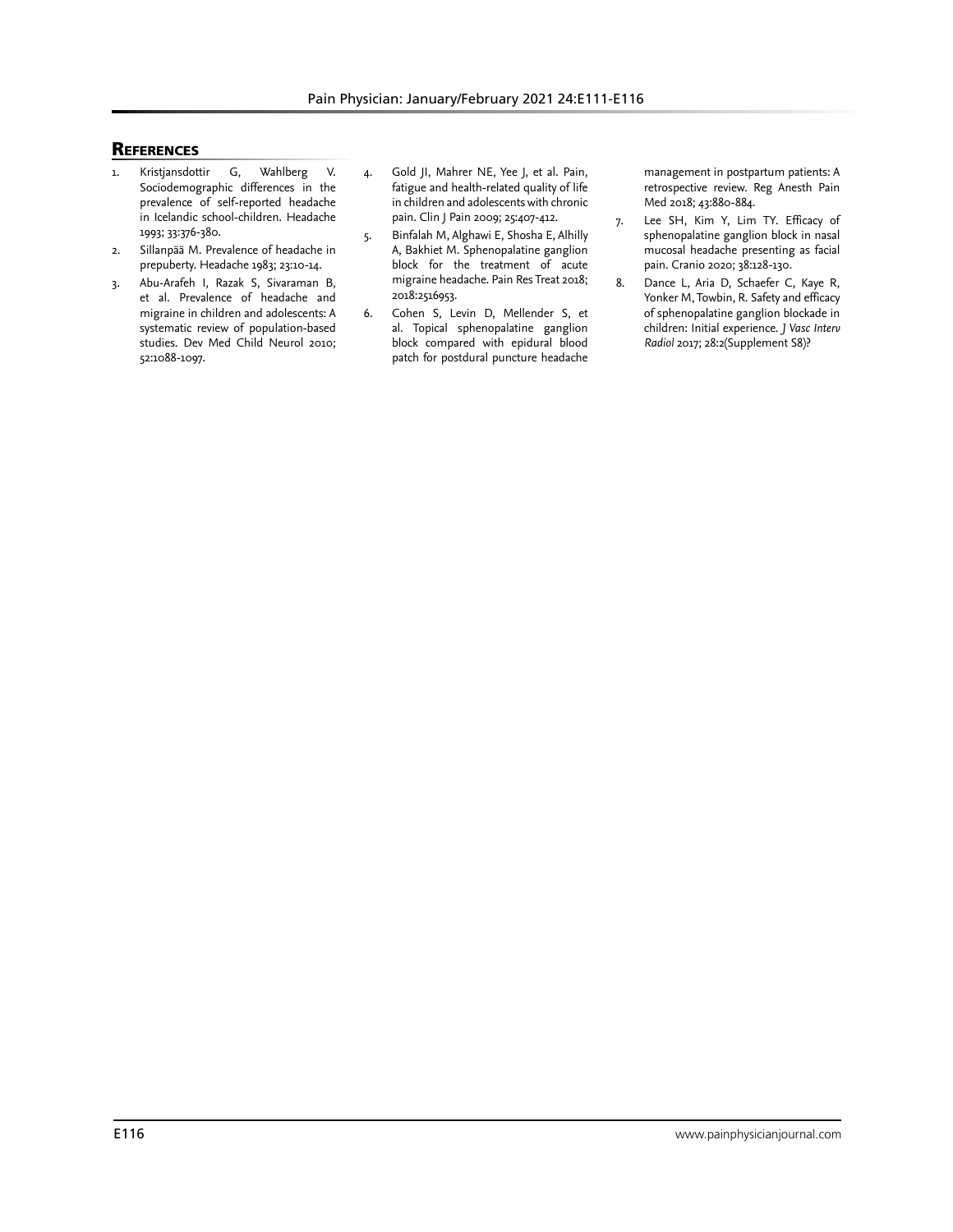## References

1. Kristjansdottir G, Wahlberg V. Sociodemographic differences in the prevalence of self-reported headache in Icelandic school-children. Headache 1993; 33:376-380.
2. Sillanpää M. Prevalence of headache in prepuberty. Headache 1983; 23:10-14.
3. Abu-Arafeh I, Razak S, Sivaraman B, et al. Prevalence of headache and migraine in children and adolescents: A systematic review of population-based studies. Dev Med Child Neurol 2010; 52:1088-1097.
4. Gold JI, Mahrer NE, Yee J, et al. Pain, fatigue and health-related quality of life in children and adolescents with chronic pain. Clin J Pain 2009; 25:407-412.
5. Binfalah M, Alghawi E, Shosha E, Alhilly A, Bakhiet M. Sphenopalatine ganglion block for the treatment of acute migraine headache. Pain Res Treat 2018; 2018:2516953.
6. Cohen S, Levin D, Mellender S, et al. Topical sphenopalatine ganglion block compared with epidural blood patch for postdural puncture headache management in postpartum patients: A retrospective review. Reg Anesth Pain Med 2018; 43:880-884.
7. Lee SH, Kim Y, Lim TY. Efficacy of sphenopalatine ganglion block in nasal mucosal headache presenting as facial pain. Cranio 2020; 38:128-130.
8. Dance L, Aria D, Schaefer C, Kaye R, Yonker M, Towbin, R. Safety and efficacy of sphenopalatine ganglion blockade in children: Initial experience. *J Vasc Interv Radiol* 2017; 28:2(Supplement S8)?